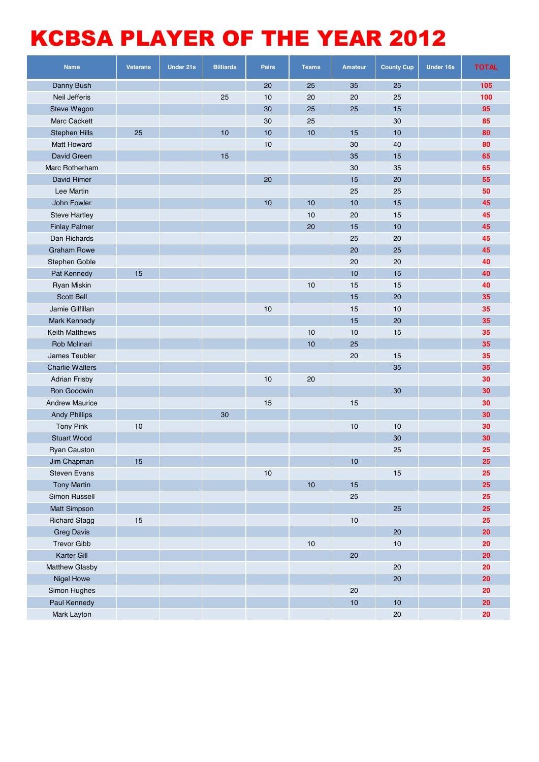# KCBSA PLAYER OF THE YEAR 2012

| Name | Veterans | Under 21s | Billiards | Pairs | Teams | Amateur | County Cup | Under 16s | TOTAL |
|---|---|---|---|---|---|---|---|---|---|
| Danny Bush | | | | 20 | 25 | 35 | 25 | | 105 |
| Neil Jefferis | | | 25 | 10 | 20 | 20 | 25 | | 100 |
| Steve Wagon | | | | 30 | 25 | 25 | 15 | | 95 |
| Marc Cackett | | | | 30 | 25 | | 30 | | 85 |
| Stephen Hills | 25 | | 10 | 10 | 10 | 15 | 10 | | 80 |
| Matt Howard | | | | 10 | | 30 | 40 | | 80 |
| David Green | | | 15 | | | 35 | 15 | | 65 |
| Marc Rotherham | | | | | | 30 | 35 | | 65 |
| David Rimer | | | | 20 | | 15 | 20 | | 55 |
| Lee Martin | | | | | | 25 | 25 | | 50 |
| John Fowler | | | | 10 | 10 | 10 | 15 | | 45 |
| Steve Hartley | | | | | 10 | 20 | 15 | | 45 |
| Finlay Palmer | | | | | 20 | 15 | 10 | | 45 |
| Dan Richards | | | | | | 25 | 20 | | 45 |
| Graham Rowe | | | | | | 20 | 25 | | 45 |
| Stephen Goble | | | | | | 20 | 20 | | 40 |
| Pat Kennedy | 15 | | | | | 10 | 15 | | 40 |
| Ryan Miskin | | | | | 10 | 15 | 15 | | 40 |
| Scott Bell | | | | | | 15 | 20 | | 35 |
| Jamie Gilfillan | | | | 10 | | 15 | 10 | | 35 |
| Mark Kennedy | | | | | | 15 | 20 | | 35 |
| Keith Matthews | | | | | 10 | 10 | 15 | | 35 |
| Rob Molinari | | | | | 10 | 25 | | | 35 |
| James Teubler | | | | | | 20 | 15 | | 35 |
| Charlie Walters | | | | | | | 35 | | 35 |
| Adrian Frisby | | | | 10 | 20 | | | | 30 |
| Ron Goodwin | | | | | | | 30 | | 30 |
| Andrew Maurice | | | | 15 | | 15 | | | 30 |
| Andy Phillips | | | 30 | | | | | | 30 |
| Tony Pink | 10 | | | | | 10 | 10 | | 30 |
| Stuart Wood | | | | | | | 30 | | 30 |
| Ryan Causton | | | | | | | 25 | | 25 |
| Jim Chapman | 15 | | | | | 10 | | | 25 |
| Steven Evans | | | | 10 | | | 15 | | 25 |
| Tony Martin | | | | | 10 | 15 | | | 25 |
| Simon Russell | | | | | | 25 | | | 25 |
| Matt Simpson | | | | | | | 25 | | 25 |
| Richard Stagg | 15 | | | | | 10 | | | 25 |
| Greg Davis | | | | | | | 20 | | 20 |
| Trevor Gibb | | | | | 10 | | 10 | | 20 |
| Karter Gill | | | | | | 20 | | | 20 |
| Matthew Glasby | | | | | | | 20 | | 20 |
| Nigel Howe | | | | | | | 20 | | 20 |
| Simon Hughes | | | | | | 20 | | | 20 |
| Paul Kennedy | | | | | | 10 | 10 | | 20 |
| Mark Layton | | | | | | | 20 | | 20 |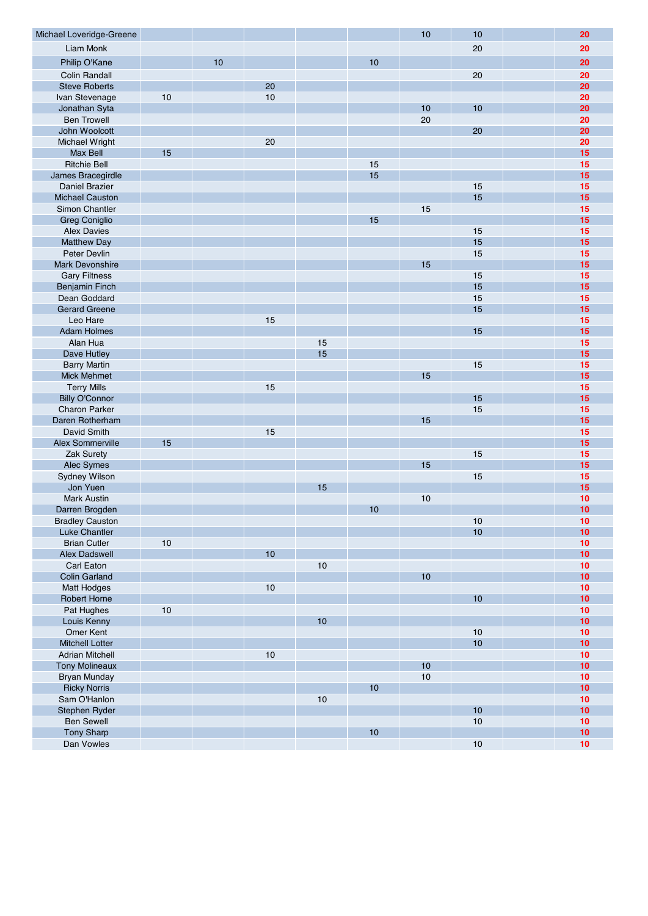| | | | | | | | | | |
|---|---|---|---|---|---|---|---|---|---|
| Michael Loveridge-Greene | | | | | | 10 | 10 | | 20 |
| Liam Monk | | | | | | | 20 | | 20 |
| Philip O'Kane | | 10 | | | 10 | | | | 20 |
| Colin Randall | | | | | | | 20 | | 20 |
| Steve Roberts | | | 20 | | | | | | 20 |
| Ivan Stevenage | 10 | | 10 | | | | | | 20 |
| Jonathan Syta | | | | | | 10 | 10 | | 20 |
| Ben Trowell | | | | | | 20 | | | 20 |
| John Woolcott | | | | | | | 20 | | 20 |
| Michael Wright | | | 20 | | | | | | 20 |
| Max Bell | 15 | | | | | | | | 15 |
| Ritchie Bell | | | | | 15 | | | | 15 |
| James Bracegirdle | | | | | 15 | | | | 15 |
| Daniel Brazier | | | | | | | 15 | | 15 |
| Michael Causton | | | | | | | 15 | | 15 |
| Simon Chantler | | | | | | 15 | | | 15 |
| Greg Coniglio | | | | | 15 | | | | 15 |
| Alex Davies | | | | | | | 15 | | 15 |
| Matthew Day | | | | | | | 15 | | 15 |
| Peter Devlin | | | | | | | 15 | | 15 |
| Mark Devonshire | | | | | | 15 | | | 15 |
| Gary Filtness | | | | | | | 15 | | 15 |
| Benjamin Finch | | | | | | | 15 | | 15 |
| Dean Goddard | | | | | | | 15 | | 15 |
| Gerard Greene | | | | | | | 15 | | 15 |
| Leo Hare | | | 15 | | | | | | 15 |
| Adam Holmes | | | | | | | 15 | | 15 |
| Alan Hua | | | | 15 | | | | | 15 |
| Dave Hutley | | | | 15 | | | | | 15 |
| Barry Martin | | | | | | | 15 | | 15 |
| Mick Mehmet | | | | | | 15 | | | 15 |
| Terry Mills | | | 15 | | | | | | 15 |
| Billy O'Connor | | | | | | | 15 | | 15 |
| Charon Parker | | | | | | | 15 | | 15 |
| Daren Rotherham | | | | | | 15 | | | 15 |
| David Smith | | | 15 | | | | | | 15 |
| Alex Sommerville | 15 | | | | | | | | 15 |
| Zak Surety | | | | | | | 15 | | 15 |
| Alec Symes | | | | | | 15 | | | 15 |
| Sydney Wilson | | | | | | | 15 | | 15 |
| Jon Yuen | | | | 15 | | | | | 15 |
| Mark Austin | | | | | | 10 | | | 10 |
| Darren Brogden | | | | | 10 | | | | 10 |
| Bradley Causton | | | | | | | 10 | | 10 |
| Luke Chantler | | | | | | | 10 | | 10 |
| Brian Cutler | 10 | | | | | | | | 10 |
| Alex Dadswell | | | 10 | | | | | | 10 |
| Carl Eaton | | | | 10 | | | | | 10 |
| Colin Garland | | | | | | 10 | | | 10 |
| Matt Hodges | | | 10 | | | | | | 10 |
| Robert Horne | | | | | | | 10 | | 10 |
| Pat Hughes | 10 | | | | | | | | 10 |
| Louis Kenny | | | | 10 | | | | | 10 |
| Omer Kent | | | | | | | 10 | | 10 |
| Mitchell Lotter | | | | | | | 10 | | 10 |
| Adrian Mitchell | | | 10 | | | | | | 10 |
| Tony Molineaux | | | | | | 10 | | | 10 |
| Bryan Munday | | | | | | 10 | | | 10 |
| Ricky Norris | | | | | 10 | | | | 10 |
| Sam O'Hanlon | | | | 10 | | | | | 10 |
| Stephen Ryder | | | | | | | 10 | | 10 |
| Ben Sewell | | | | | | | 10 | | 10 |
| Tony Sharp | | | | | 10 | | | | 10 |
| Dan Vowles | | | | | | | 10 | | 10 |